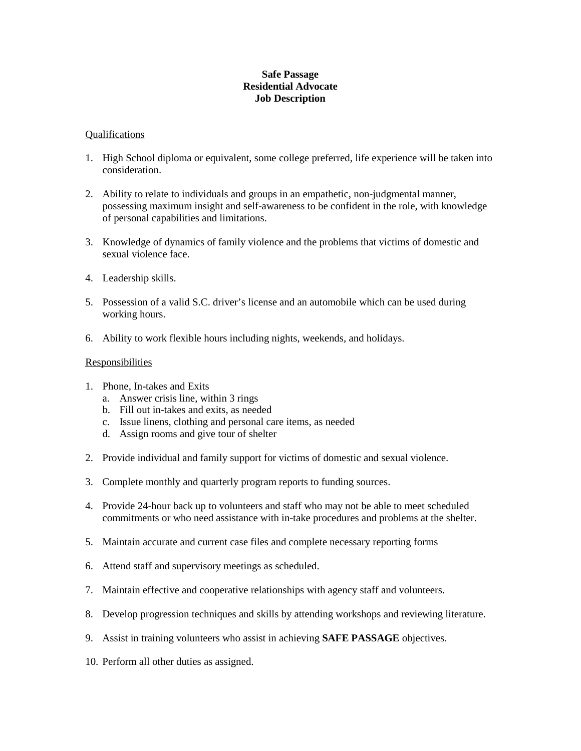**Safe Passage**
**Residential Advocate**
**Job Description**

Qualifications

1. High School diploma or equivalent, some college preferred, life experience will be taken into consideration.

2. Ability to relate to individuals and groups in an empathetic, non-judgmental manner, possessing maximum insight and self-awareness to be confident in the role, with knowledge of personal capabilities and limitations.

3. Knowledge of dynamics of family violence and the problems that victims of domestic and sexual violence face.

4. Leadership skills.

5. Possession of a valid S.C. driver's license and an automobile which can be used during working hours.

6. Ability to work flexible hours including nights, weekends, and holidays.

Responsibilities

1. Phone, In-takes and Exits
   a. Answer crisis line, within 3 rings
   b. Fill out in-takes and exits, as needed
   c. Issue linens, clothing and personal care items, as needed
   d. Assign rooms and give tour of shelter

2. Provide individual and family support for victims of domestic and sexual violence.

3. Complete monthly and quarterly program reports to funding sources.

4. Provide 24-hour back up to volunteers and staff who may not be able to meet scheduled commitments or who need assistance with in-take procedures and problems at the shelter.

5. Maintain accurate and current case files and complete necessary reporting forms

6. Attend staff and supervisory meetings as scheduled.

7. Maintain effective and cooperative relationships with agency staff and volunteers.

8. Develop progression techniques and skills by attending workshops and reviewing literature.

9. Assist in training volunteers who assist in achieving **SAFE PASSAGE** objectives.

10. Perform all other duties as assigned.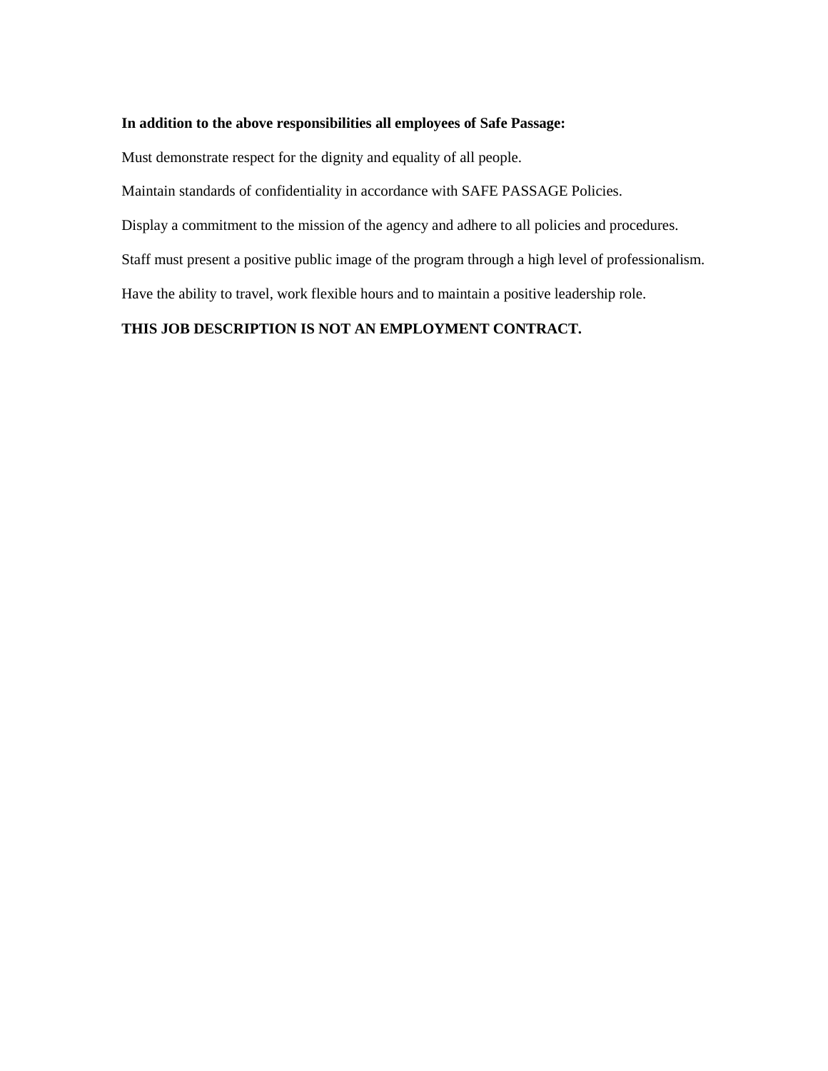**In addition to the above responsibilities all employees of Safe Passage:**

Must demonstrate respect for the dignity and equality of all people.

Maintain standards of confidentiality in accordance with SAFE PASSAGE Policies.

Display a commitment to the mission of the agency and adhere to all policies and procedures.

Staff must present a positive public image of the program through a high level of professionalism.

Have the ability to travel, work flexible hours and to maintain a positive leadership role.

**THIS JOB DESCRIPTION IS NOT AN EMPLOYMENT CONTRACT.**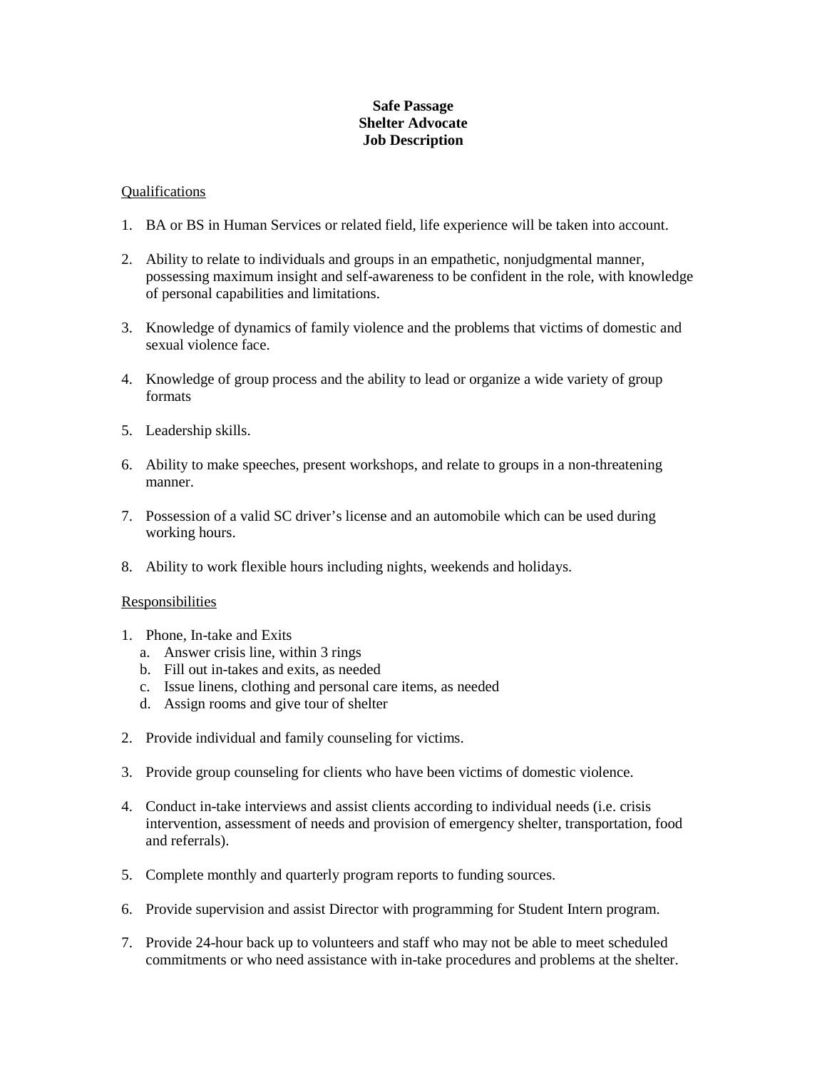**Safe Passage**
**Shelter Advocate**
**Job Description**

Qualifications

1. BA or BS in Human Services or related field, life experience will be taken into account.

2. Ability to relate to individuals and groups in an empathetic, nonjudgmental manner, possessing maximum insight and self-awareness to be confident in the role, with knowledge of personal capabilities and limitations.

3. Knowledge of dynamics of family violence and the problems that victims of domestic and sexual violence face.

4. Knowledge of group process and the ability to lead or organize a wide variety of group formats

5. Leadership skills.

6. Ability to make speeches, present workshops, and relate to groups in a non-threatening manner.

7. Possession of a valid SC driver's license and an automobile which can be used during working hours.

8. Ability to work flexible hours including nights, weekends and holidays.

Responsibilities

1. Phone, In-take and Exits
   a. Answer crisis line, within 3 rings
   b. Fill out in-takes and exits, as needed
   c. Issue linens, clothing and personal care items, as needed
   d. Assign rooms and give tour of shelter

2. Provide individual and family counseling for victims.

3. Provide group counseling for clients who have been victims of domestic violence.

4. Conduct in-take interviews and assist clients according to individual needs (i.e. crisis intervention, assessment of needs and provision of emergency shelter, transportation, food and referrals).

5. Complete monthly and quarterly program reports to funding sources.

6. Provide supervision and assist Director with programming for Student Intern program.

7. Provide 24-hour back up to volunteers and staff who may not be able to meet scheduled commitments or who need assistance with in-take procedures and problems at the shelter.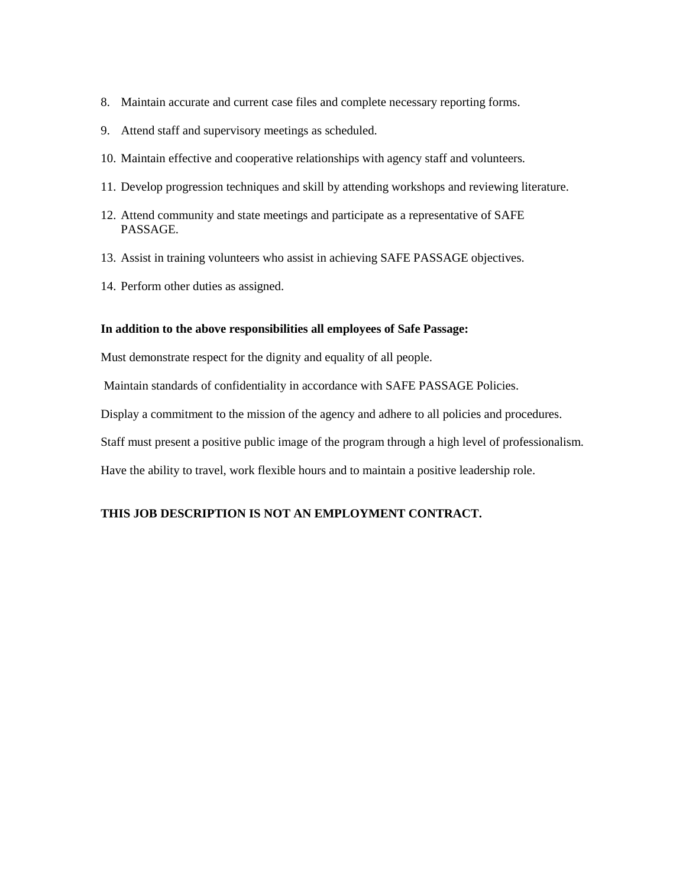8. Maintain accurate and current case files and complete necessary reporting forms.
9. Attend staff and supervisory meetings as scheduled.
10. Maintain effective and cooperative relationships with agency staff and volunteers.
11. Develop progression techniques and skill by attending workshops and reviewing literature.
12. Attend community and state meetings and participate as a representative of SAFE PASSAGE.
13. Assist in training volunteers who assist in achieving SAFE PASSAGE objectives.
14. Perform other duties as assigned.

**In addition to the above responsibilities all employees of Safe Passage:**

Must demonstrate respect for the dignity and equality of all people.

Maintain standards of confidentiality in accordance with SAFE PASSAGE Policies.

Display a commitment to the mission of the agency and adhere to all policies and procedures.

Staff must present a positive public image of the program through a high level of professionalism.

Have the ability to travel, work flexible hours and to maintain a positive leadership role.

**THIS JOB DESCRIPTION IS NOT AN EMPLOYMENT CONTRACT.**